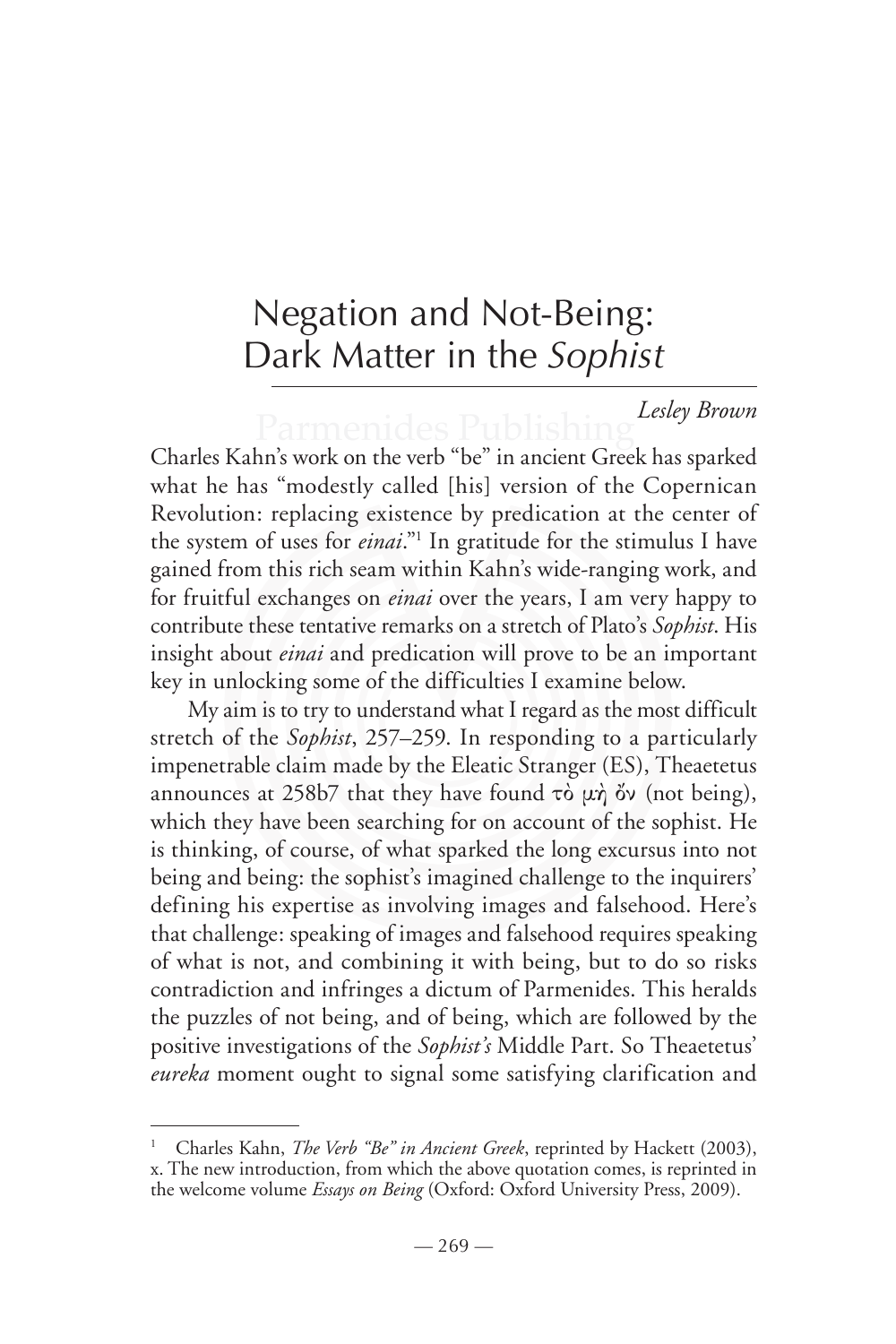# Negation and Not-Being: Dark Matter in the *Sophist*

*Lesley Brown*

Charles Kahn's work on the verb "be" in ancient Greek has sparked what he has "modestly called [his] version of the Copernican Revolution: replacing existence by predication at the center of the system of uses for *einai*."[1] In gratitude for the stimulus I have gained from this rich seam within Kahn's wide-ranging work, and for fruitful exchanges on *einai* over the years, I am very happy to contribute these tentative remarks on a stretch of Plato's *Sophist*. His insight about *einai* and predication will prove to be an important key in unlocking some of the difficulties I examine below.

My aim is to try to understand what I regard as the most difficult stretch of the *Sophist*, 257–259. In responding to a particularly impenetrable claim made by the Eleatic Stranger (ES), Theaetetus announces at 258b7 that they have found τὸ μὴ ὄν (not being), which they have been searching for on account of the sophist. He is thinking, of course, of what sparked the long excursus into not being and being: the sophist's imagined challenge to the inquirers' defining his expertise as involving images and falsehood. Here's that challenge: speaking of images and falsehood requires speaking of what is not, and combining it with being, but to do so risks contradiction and infringes a dictum of Parmenides. This heralds the puzzles of not being, and of being, which are followed by the positive investigations of the *Sophist's* Middle Part. So Theaetetus' *eureka* moment ought to signal some satisfying clarification and

---

[1] Charles Kahn, *The Verb "Be" in Ancient Greek*, reprinted by Hackett (2003), x. The new introduction, from which the above quotation comes, is reprinted in the welcome volume *Essays on Being* (Oxford: Oxford University Press, 2009).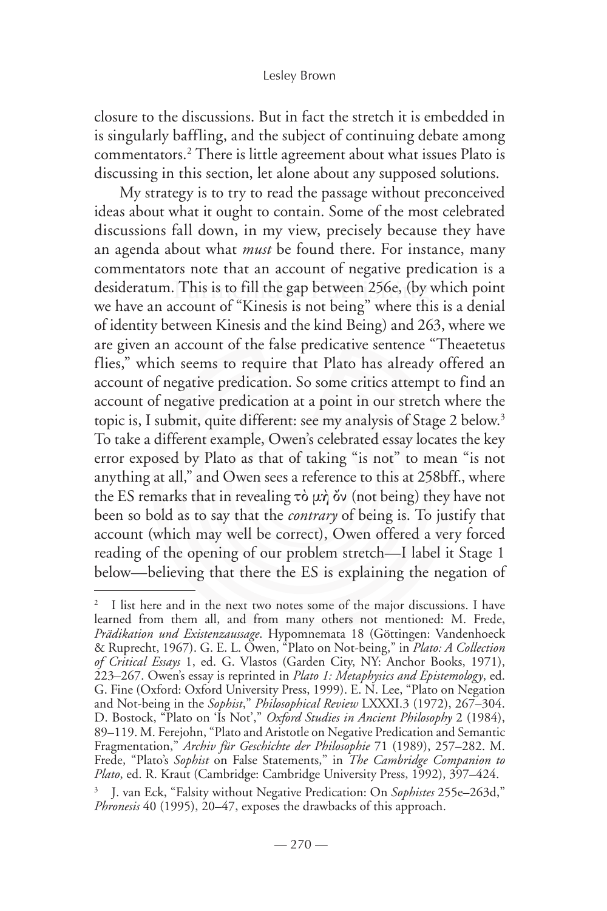closure to the discussions. But in fact the stretch it is embedded in is singularly baffling, and the subject of continuing debate among commentators.[2] There is little agreement about what issues Plato is discussing in this section, let alone about any supposed solutions.

My strategy is to try to read the passage without preconceived ideas about what it ought to contain. Some of the most celebrated discussions fall down, in my view, precisely because they have an agenda about what *must* be found there. For instance, many commentators note that an account of negative predication is a desideratum. This is to fill the gap between 256e, (by which point we have an account of "Kinesis is not being" where this is a denial of identity between Kinesis and the kind Being) and 263, where we are given an account of the false predicative sentence "Theaetetus flies," which seems to require that Plato has already offered an account of negative predication. So some critics attempt to find an account of negative predication at a point in our stretch where the topic is, I submit, quite different: see my analysis of Stage 2 below.[3] To take a different example, Owen's celebrated essay locates the key error exposed by Plato as that of taking "is not" to mean "is not anything at all," and Owen sees a reference to this at 258bff., where the ES remarks that in revealing τὸ μὴ ὄν (not being) they have not been so bold as to say that the *contrary* of being is. To justify that account (which may well be correct), Owen offered a very forced reading of the opening of our problem stretch—I label it Stage 1 below—believing that there the ES is explaining the negation of

---

[2] I list here and in the next two notes some of the major discussions. I have learned from them all, and from many others not mentioned: M. Frede, *Prädikation und Existenzaussage*. Hypomnemata 18 (Göttingen: Vandenhoeck & Ruprecht, 1967). G. E. L. Owen, "Plato on Not-being," in *Plato: A Collection of Critical Essays* 1, ed. G. Vlastos (Garden City, NY: Anchor Books, 1971), 223–267. Owen's essay is reprinted in *Plato 1: Metaphysics and Epistemology*, ed. G. Fine (Oxford: Oxford University Press, 1999). E. N. Lee, "Plato on Negation and Not-being in the *Sophist*," *Philosophical Review* LXXXI.3 (1972), 267–304. D. Bostock, "Plato on 'Is Not'," *Oxford Studies in Ancient Philosophy* 2 (1984), 89–119. M. Ferejohn, "Plato and Aristotle on Negative Predication and Semantic Fragmentation," *Archiv für Geschichte der Philosophie* 71 (1989), 257–282. M. Frede, "Plato's *Sophist* on False Statements," in *The Cambridge Companion to Plato*, ed. R. Kraut (Cambridge: Cambridge University Press, 1992), 397–424.

[3] J. van Eck, "Falsity without Negative Predication: On *Sophistes* 255e–263d," *Phronesis* 40 (1995), 20–47, exposes the drawbacks of this approach.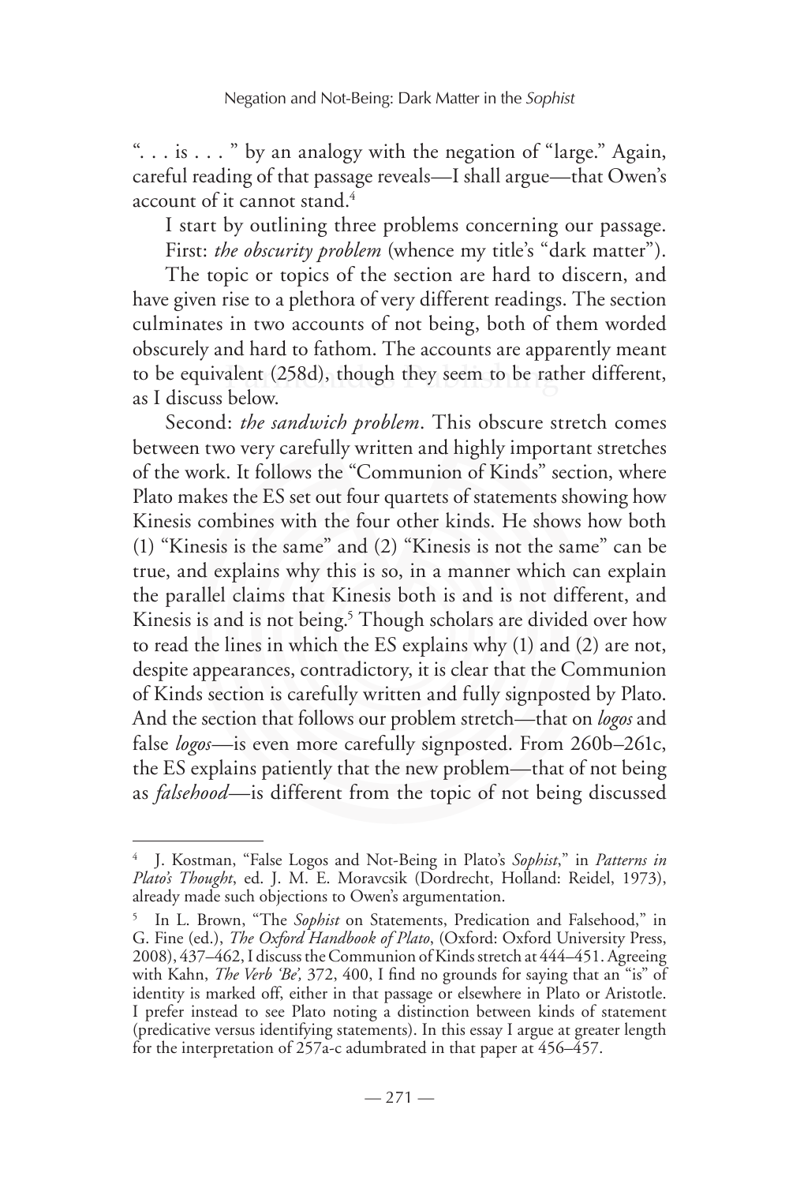". . . is . . . " by an analogy with the negation of "large." Again, careful reading of that passage reveals—I shall argue—that Owen's account of it cannot stand.[4]

I start by outlining three problems concerning our passage.

First: *the obscurity problem* (whence my title's "dark matter").

The topic or topics of the section are hard to discern, and have given rise to a plethora of very different readings. The section culminates in two accounts of not being, both of them worded obscurely and hard to fathom. The accounts are apparently meant to be equivalent (258d), though they seem to be rather different, as I discuss below.

Second: *the sandwich problem*. This obscure stretch comes between two very carefully written and highly important stretches of the work. It follows the "Communion of Kinds" section, where Plato makes the ES set out four quartets of statements showing how Kinesis combines with the four other kinds. He shows how both (1) "Kinesis is the same" and (2) "Kinesis is not the same" can be true, and explains why this is so, in a manner which can explain the parallel claims that Kinesis both is and is not different, and Kinesis is and is not being.[5] Though scholars are divided over how to read the lines in which the ES explains why (1) and (2) are not, despite appearances, contradictory, it is clear that the Communion of Kinds section is carefully written and fully signposted by Plato. And the section that follows our problem stretch—that on *logos* and false *logos*—is even more carefully signposted. From 260b–261c, the ES explains patiently that the new problem—that of not being as *falsehood*—is different from the topic of not being discussed

---

[4] J. Kostman, "False Logos and Not-Being in Plato's *Sophist*," in *Patterns in Plato's Thought*, ed. J. M. E. Moravcsik (Dordrecht, Holland: Reidel, 1973), already made such objections to Owen's argumentation.

[5] In L. Brown, "The *Sophist* on Statements, Predication and Falsehood," in G. Fine (ed.), *The Oxford Handbook of Plato*, (Oxford: Oxford University Press, 2008), 437–462, I discuss the Communion of Kinds stretch at 444–451. Agreeing with Kahn, *The Verb 'Be',* 372, 400, I find no grounds for saying that an "is" of identity is marked off, either in that passage or elsewhere in Plato or Aristotle. I prefer instead to see Plato noting a distinction between kinds of statement (predicative versus identifying statements). In this essay I argue at greater length for the interpretation of 257a-c adumbrated in that paper at 456–457.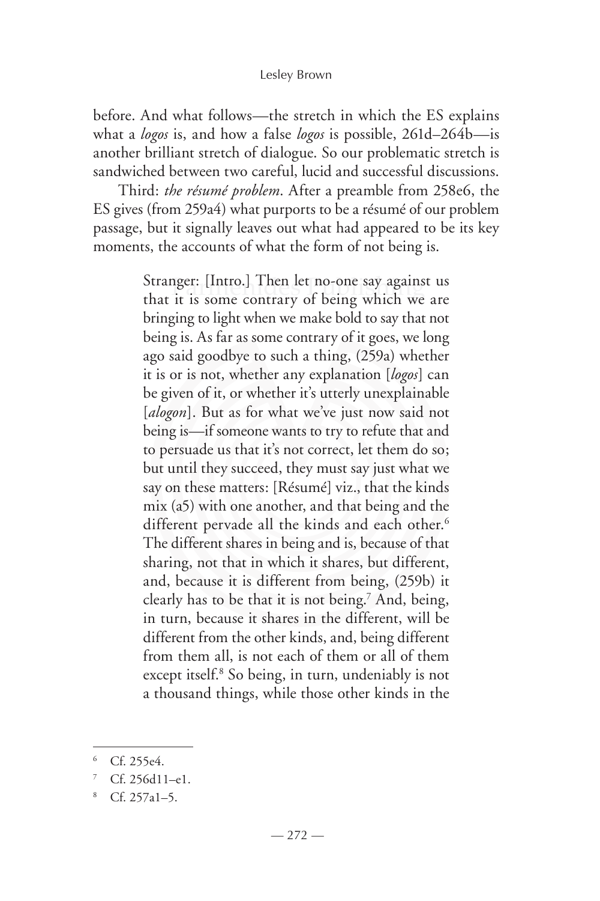before. And what follows—the stretch in which the ES explains what a *logos* is, and how a false *logos* is possible, 261d–264b—is another brilliant stretch of dialogue. So our problematic stretch is sandwiched between two careful, lucid and successful discussions.

Third: *the résumé problem*. After a preamble from 258e6, the ES gives (from 259a4) what purports to be a résumé of our problem passage, but it signally leaves out what had appeared to be its key moments, the accounts of what the form of not being is.

> Stranger: [Intro.] Then let no-one say against us that it is some contrary of being which we are bringing to light when we make bold to say that not being is. As far as some contrary of it goes, we long ago said goodbye to such a thing, (259a) whether it is or is not, whether any explanation [*logos*] can be given of it, or whether it's utterly unexplainable [*alogon*]. But as for what we've just now said not being is—if someone wants to try to refute that and to persuade us that it's not correct, let them do so; but until they succeed, they must say just what we say on these matters: [Résumé] viz., that the kinds mix (a5) with one another, and that being and the different pervade all the kinds and each other.[6] The different shares in being and is, because of that sharing, not that in which it shares, but different, and, because it is different from being, (259b) it clearly has to be that it is not being.[7] And, being, in turn, because it shares in the different, will be different from the other kinds, and, being different from them all, is not each of them or all of them except itself.[8] So being, in turn, undeniably is not a thousand things, while those other kinds in the

---

[6] Cf. 255e4.

[7] Cf. 256d11–e1.

[8] Cf. 257a1–5.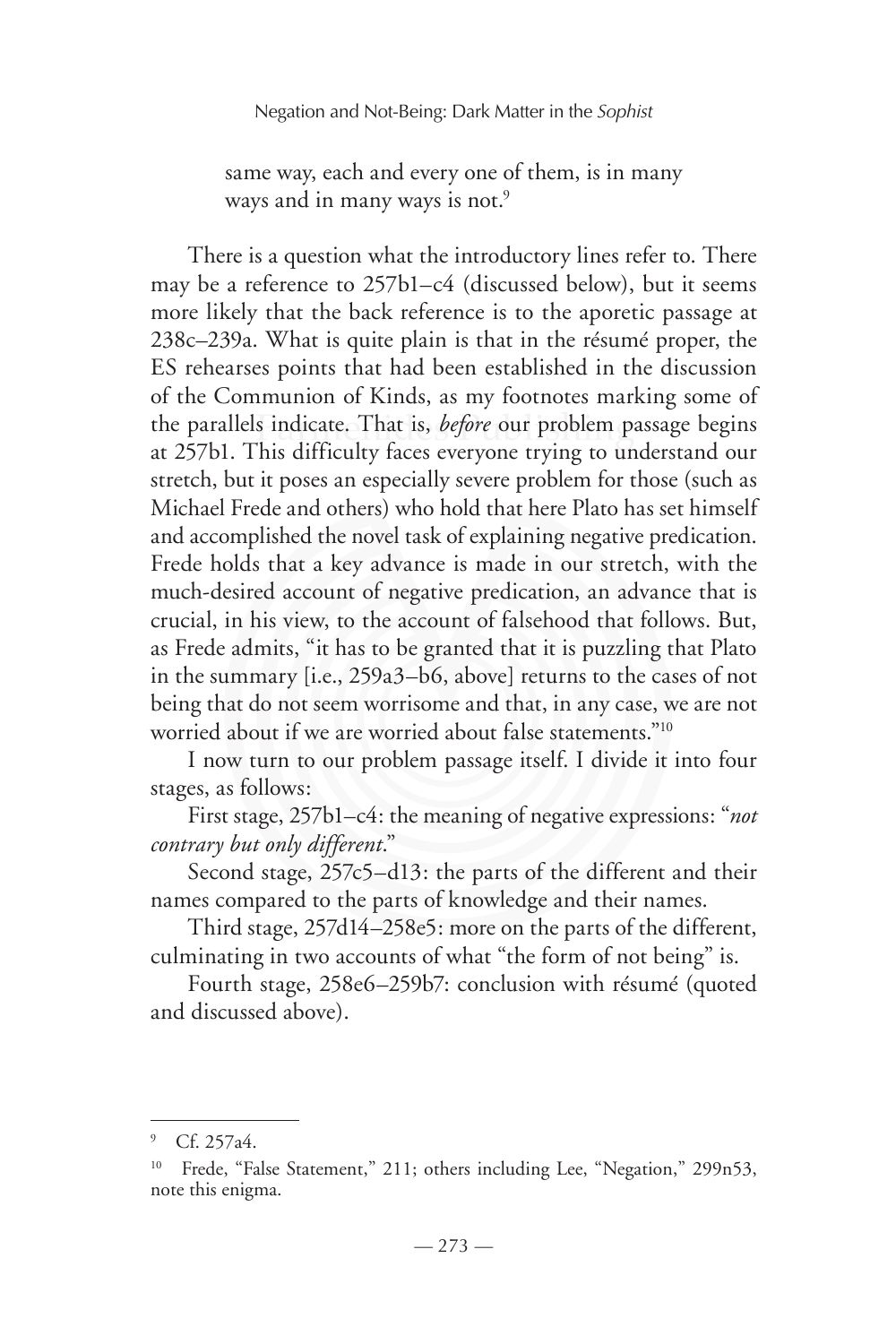same way, each and every one of them, is in many ways and in many ways is not.[9]

There is a question what the introductory lines refer to. There may be a reference to 257b1–c4 (discussed below), but it seems more likely that the back reference is to the aporetic passage at 238c–239a. What is quite plain is that in the résumé proper, the ES rehearses points that had been established in the discussion of the Communion of Kinds, as my footnotes marking some of the parallels indicate. That is, *before* our problem passage begins at 257b1. This difficulty faces everyone trying to understand our stretch, but it poses an especially severe problem for those (such as Michael Frede and others) who hold that here Plato has set himself and accomplished the novel task of explaining negative predication. Frede holds that a key advance is made in our stretch, with the much-desired account of negative predication, an advance that is crucial, in his view, to the account of falsehood that follows. But, as Frede admits, "it has to be granted that it is puzzling that Plato in the summary [i.e., 259a3–b6, above] returns to the cases of not being that do not seem worrisome and that, in any case, we are not worried about if we are worried about false statements."[10]

I now turn to our problem passage itself. I divide it into four stages, as follows:

First stage, 257b1–c4: the meaning of negative expressions: "*not contrary but only different*."

Second stage, 257c5–d13: the parts of the different and their names compared to the parts of knowledge and their names.

Third stage, 257d14–258e5: more on the parts of the different, culminating in two accounts of what "the form of not being" is.

Fourth stage, 258e6–259b7: conclusion with résumé (quoted and discussed above).

---

[9] Cf. 257a4.

[10] Frede, "False Statement," 211; others including Lee, "Negation," 299n53, note this enigma.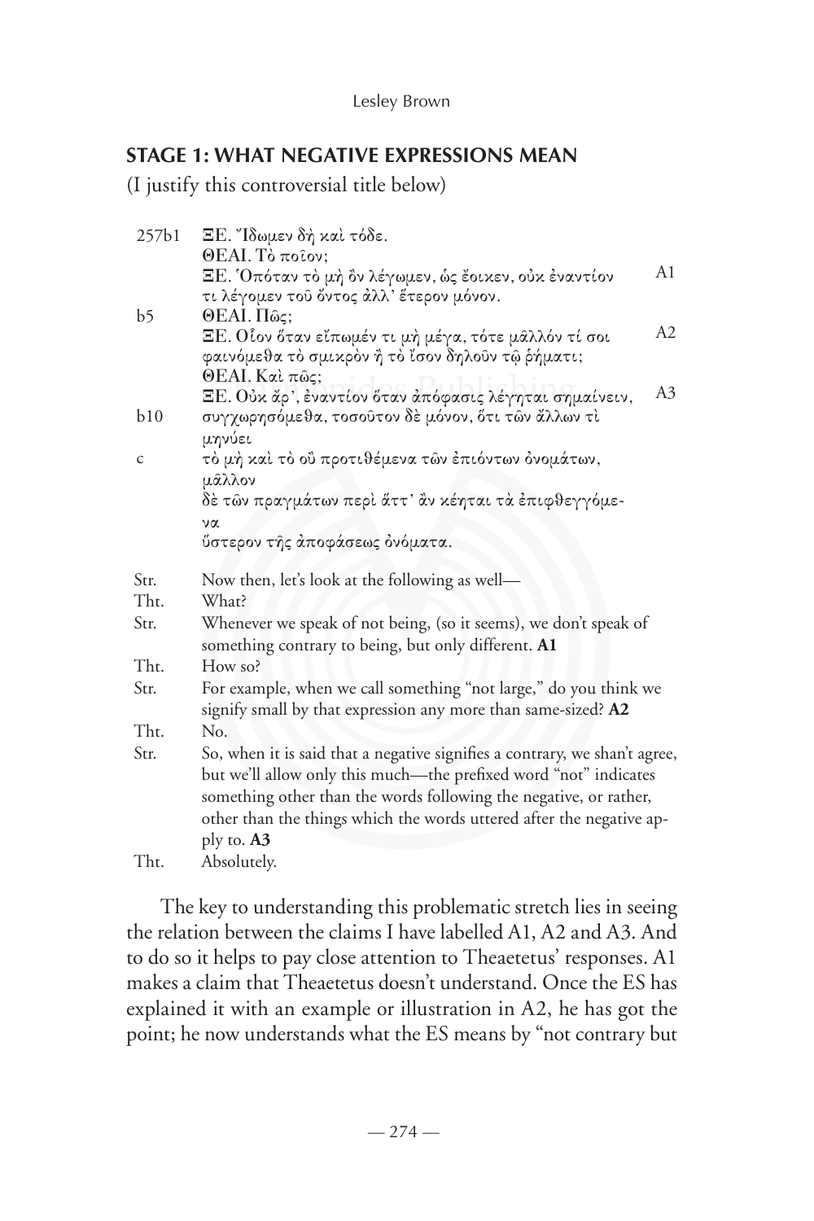## STAGE 1: WHAT NEGATIVE EXPRESSIONS MEAN

(I justify this controversial title below)

| | | |
|---|---|---|
| 257b1 | ΞΕ. Ἴδωμεν δὴ καὶ τόδε. | |
| | ΘΕΑΙ. Τὸ ποῖον; | |
| | ΞΕ. Ὁπόταν τὸ μὴ ὂν λέγωμεν, ὡς ἔοικεν, οὐκ ἐναντίον τι λέγομεν τοῦ ὄντος ἀλλ᾽ ἕτερον μόνον. | A1 |
| b5 | ΘΕΑΙ. Πῶς; | |
| | ΞΕ. Οἷον ὅταν εἴπωμέν τι μὴ μέγα, τότε μᾶλλόν τί σοι φαινόμεθα τὸ σμικρὸν ἢ τὸ ἴσον δηλοῦν τῷ ῥήματι; | A2 |
| | ΘΕΑΙ. Καὶ πῶς; | |
| | ΞΕ. Οὐκ ἄρ᾽, ἐναντίον ὅταν ἀπόφασις λέγηται σημαίνειν, | A3 |
| b10 | συγχωρησόμεθα, τοσοῦτον δὲ μόνον, ὅτι τῶν ἄλλων τὶ μηνύει | |
| c | τὸ μὴ καὶ τὸ οὒ προτιθέμενα τῶν ἐπιόντων ὀνομάτων, μᾶλλον δὲ τῶν πραγμάτων περὶ ἅττ᾽ ἂν κέηται τὰ ἐπιφθεγγόμενα ὕστερον τῆς ἀποφάσεως ὀνόματα. | |

| | |
|---|---|
| Str. | Now then, let's look at the following as well— |
| Tht. | What? |
| Str. | Whenever we speak of not being, (so it seems), we don't speak of something contrary to being, but only different. **A1** |
| Tht. | How so? |
| Str. | For example, when we call something "not large," do you think we signify small by that expression any more than same-sized? **A2** |
| Tht. | No. |
| Str. | So, when it is said that a negative signifies a contrary, we shan't agree, but we'll allow only this much—the prefixed word "not" indicates something other than the words following the negative, or rather, other than the things which the words uttered after the negative apply to. **A3** |
| Tht. | Absolutely. |

The key to understanding this problematic stretch lies in seeing the relation between the claims I have labelled A1, A2 and A3. And to do so it helps to pay close attention to Theaetetus' responses. A1 makes a claim that Theaetetus doesn't understand. Once the ES has explained it with an example or illustration in A2, he has got the point; he now understands what the ES means by "not contrary but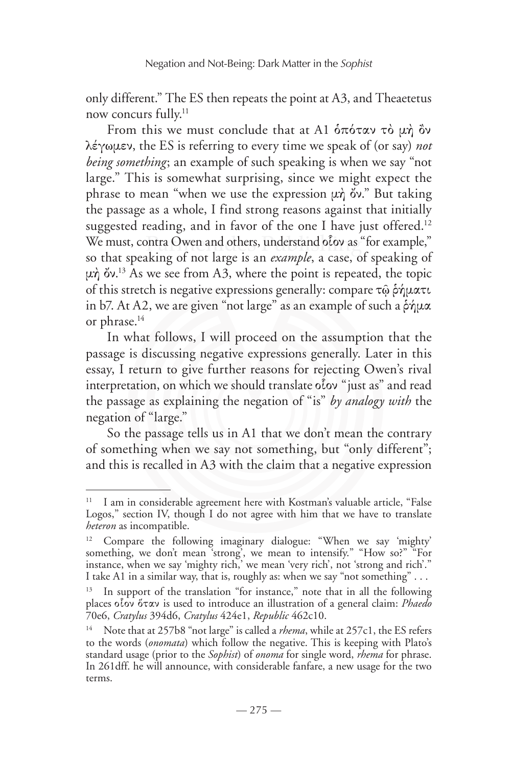only different." The ES then repeats the point at A3, and Theaetetus now concurs fully.[11]

From this we must conclude that at A1 ὁπόταν τὸ μὴ ὂν λέγωμεν, the ES is referring to every time we speak of (or say) *not being something*; an example of such speaking is when we say "not large." This is somewhat surprising, since we might expect the phrase to mean "when we use the expression μὴ ὄν." But taking the passage as a whole, I find strong reasons against that initially suggested reading, and in favor of the one I have just offered.[12] We must, contra Owen and others, understand οἷον as "for example," so that speaking of not large is an *example*, a case, of speaking of μὴ ὄν.[13] As we see from A3, where the point is repeated, the topic of this stretch is negative expressions generally: compare τῷ ῥήματι in b7. At A2, we are given "not large" as an example of such a ῥήμα or phrase.[14]

In what follows, I will proceed on the assumption that the passage is discussing negative expressions generally. Later in this essay, I return to give further reasons for rejecting Owen's rival interpretation, on which we should translate οἷον "just as" and read the passage as explaining the negation of "is" *by analogy with* the negation of "large."

So the passage tells us in A1 that we don't mean the contrary of something when we say not something, but "only different"; and this is recalled in A3 with the claim that a negative expression

---

[11] I am in considerable agreement here with Kostman's valuable article, "False Logos," section IV, though I do not agree with him that we have to translate *heteron* as incompatible.

[12] Compare the following imaginary dialogue: "When we say 'mighty' something, we don't mean 'strong', we mean to intensify." "How so?" "For instance, when we say 'mighty rich,' we mean 'very rich', not 'strong and rich'." I take A1 in a similar way, that is, roughly as: when we say "not something" . . .

[13] In support of the translation "for instance," note that in all the following places οἷον ὅταν is used to introduce an illustration of a general claim: *Phaedo* 70e6, *Cratylus* 394d6, *Cratylus* 424e1, *Republic* 462c10.

[14] Note that at 257b8 "not large" is called a *rhema*, while at 257c1, the ES refers to the words (*onomata*) which follow the negative. This is keeping with Plato's standard usage (prior to the *Sophist*) of *onoma* for single word, *rhema* for phrase. In 261dff. he will announce, with considerable fanfare, a new usage for the two terms.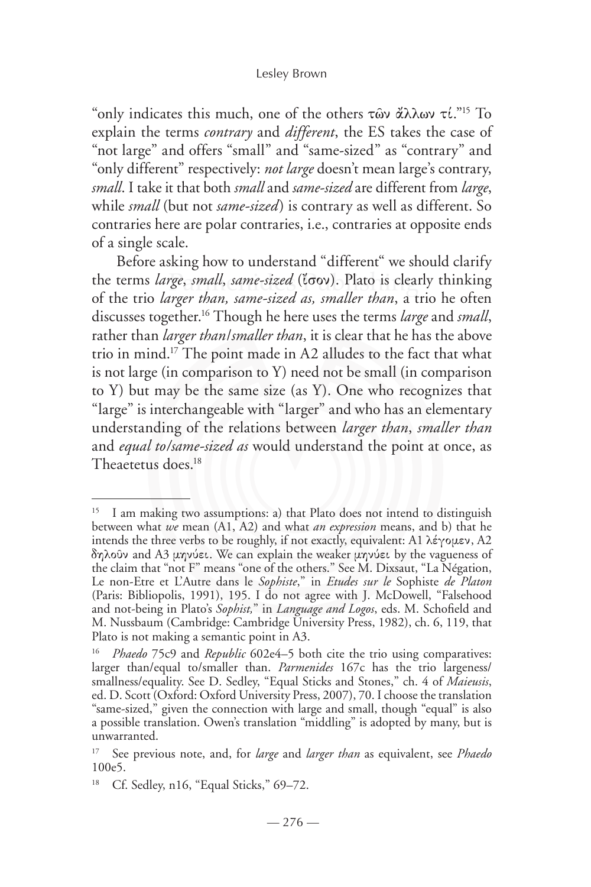"only indicates this much, one of the others τῶν ἄλλων τί."[15] To explain the terms *contrary* and *different*, the ES takes the case of "not large" and offers "small" and "same-sized" as "contrary" and "only different" respectively: *not large* doesn't mean large's contrary, *small*. I take it that both *small* and *same-sized* are different from *large*, while *small* (but not *same-sized*) is contrary as well as different. So contraries here are polar contraries, i.e., contraries at opposite ends of a single scale.

Before asking how to understand "different" we should clarify the terms *large*, *small*, *same-sized* (ἴσον). Plato is clearly thinking of the trio *larger than, same-sized as, smaller than*, a trio he often discusses together.[16] Though he here uses the terms *large* and *small*, rather than *larger than/smaller than*, it is clear that he has the above trio in mind.[17] The point made in A2 alludes to the fact that what is not large (in comparison to Y) need not be small (in comparison to Y) but may be the same size (as Y). One who recognizes that "large" is interchangeable with "larger" and who has an elementary understanding of the relations between *larger than*, *smaller than* and *equal to/same-sized as* would understand the point at once, as Theaetetus does.[18]

---

[15] I am making two assumptions: a) that Plato does not intend to distinguish between what *we* mean (A1, A2) and what *an expression* means, and b) that he intends the three verbs to be roughly, if not exactly, equivalent: A1 λέγομεν, A2 δηλοῦν and A3 μηνύει. We can explain the weaker μηνύει by the vagueness of the claim that "not F" means "one of the others." See M. Dixsaut, "La Négation, Le non-Etre et L'Autre dans le *Sophiste*," in *Etudes sur le* Sophiste *de Platon* (Paris: Bibliopolis, 1991), 195. I do not agree with J. McDowell, "Falsehood and not-being in Plato's *Sophist,*" in *Language and Logos*, eds. M. Schofield and M. Nussbaum (Cambridge: Cambridge University Press, 1982), ch. 6, 119, that Plato is not making a semantic point in A3.

[16] *Phaedo* 75c9 and *Republic* 602e4–5 both cite the trio using comparatives: larger than/equal to/smaller than. *Parmenides* 167c has the trio largeness/smallness/equality. See D. Sedley, "Equal Sticks and Stones," ch. 4 of *Maieusis*, ed. D. Scott (Oxford: Oxford University Press, 2007), 70. I choose the translation "same-sized," given the connection with large and small, though "equal" is also a possible translation. Owen's translation "middling" is adopted by many, but is unwarranted.

[17] See previous note, and, for *large* and *larger than* as equivalent, see *Phaedo* 100e5.

[18] Cf. Sedley, n16, "Equal Sticks," 69–72.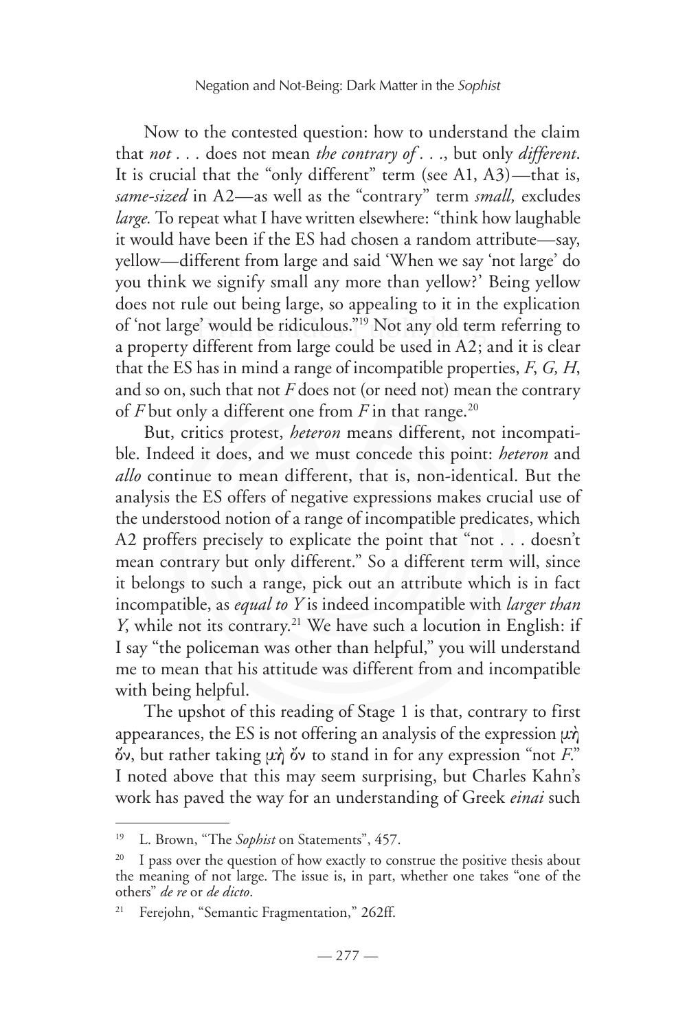Now to the contested question: how to understand the claim that *not . . .* does not mean *the contrary of . . .*, but only *different*. It is crucial that the "only different" term (see A1, A3)—that is, *same-sized* in A2—as well as the "contrary" term *small,* excludes *large.* To repeat what I have written elsewhere: "think how laughable it would have been if the ES had chosen a random attribute—say, yellow—different from large and said 'When we say 'not large' do you think we signify small any more than yellow?' Being yellow does not rule out being large, so appealing to it in the explication of 'not large' would be ridiculous."[19] Not any old term referring to a property different from large could be used in A2; and it is clear that the ES has in mind a range of incompatible properties, *F*, *G, H*, and so on, such that not *F* does not (or need not) mean the contrary of *F* but only a different one from *F* in that range.[20]

But, critics protest, *heteron* means different, not incompatible. Indeed it does, and we must concede this point: *heteron* and *allo* continue to mean different, that is, non-identical. But the analysis the ES offers of negative expressions makes crucial use of the understood notion of a range of incompatible predicates, which A2 proffers precisely to explicate the point that "not . . . doesn't mean contrary but only different." So a different term will, since it belongs to such a range, pick out an attribute which is in fact incompatible, as *equal to Y* is indeed incompatible with *larger than Y*, while not its contrary.[21] We have such a locution in English: if I say "the policeman was other than helpful," you will understand me to mean that his attitude was different from and incompatible with being helpful.

The upshot of this reading of Stage 1 is that, contrary to first appearances, the ES is not offering an analysis of the expression μὴ ὄν, but rather taking μὴ ὄν to stand in for any expression "not *F*." I noted above that this may seem surprising, but Charles Kahn's work has paved the way for an understanding of Greek *einai* such

---

[19] L. Brown, "The *Sophist* on Statements", 457.

[20] I pass over the question of how exactly to construe the positive thesis about the meaning of not large. The issue is, in part, whether one takes "one of the others" *de re* or *de dicto*.

[21] Ferejohn, "Semantic Fragmentation," 262ff.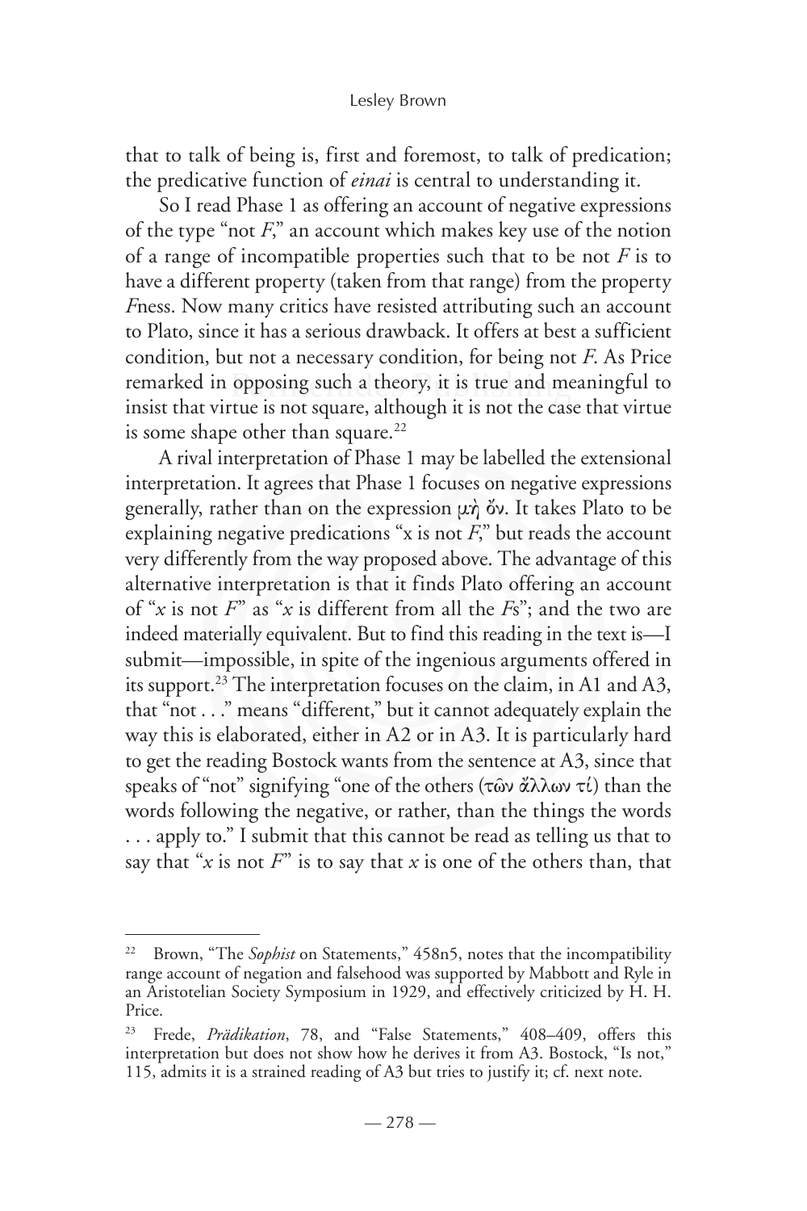that to talk of being is, first and foremost, to talk of predication; the predicative function of *einai* is central to understanding it.

So I read Phase 1 as offering an account of negative expressions of the type "not *F*," an account which makes key use of the notion of a range of incompatible properties such that to be not *F* is to have a different property (taken from that range) from the property *F*ness. Now many critics have resisted attributing such an account to Plato, since it has a serious drawback. It offers at best a sufficient condition, but not a necessary condition, for being not *F*. As Price remarked in opposing such a theory, it is true and meaningful to insist that virtue is not square, although it is not the case that virtue is some shape other than square.[22]

A rival interpretation of Phase 1 may be labelled the extensional interpretation. It agrees that Phase 1 focuses on negative expressions generally, rather than on the expression μὴ ὄν. It takes Plato to be explaining negative predications "x is not *F*," but reads the account very differently from the way proposed above. The advantage of this alternative interpretation is that it finds Plato offering an account of "*x* is not *F*" as "*x* is different from all the *F*s"; and the two are indeed materially equivalent. But to find this reading in the text is—I submit—impossible, in spite of the ingenious arguments offered in its support.[23] The interpretation focuses on the claim, in A1 and A3, that "not . . ." means "different," but it cannot adequately explain the way this is elaborated, either in A2 or in A3. It is particularly hard to get the reading Bostock wants from the sentence at A3, since that speaks of "not" signifying "one of the others (τῶν ἄλλων τί) than the words following the negative, or rather, than the things the words . . . apply to." I submit that this cannot be read as telling us that to say that "*x* is not *F*" is to say that *x* is one of the others than, that

---

[22] Brown, "The *Sophist* on Statements," 458n5, notes that the incompatibility range account of negation and falsehood was supported by Mabbott and Ryle in an Aristotelian Society Symposium in 1929, and effectively criticized by H. H. Price.

[23] Frede, *Prädikation*, 78, and "False Statements," 408–409, offers this interpretation but does not show how he derives it from A3. Bostock, "Is not," 115, admits it is a strained reading of A3 but tries to justify it; cf. next note.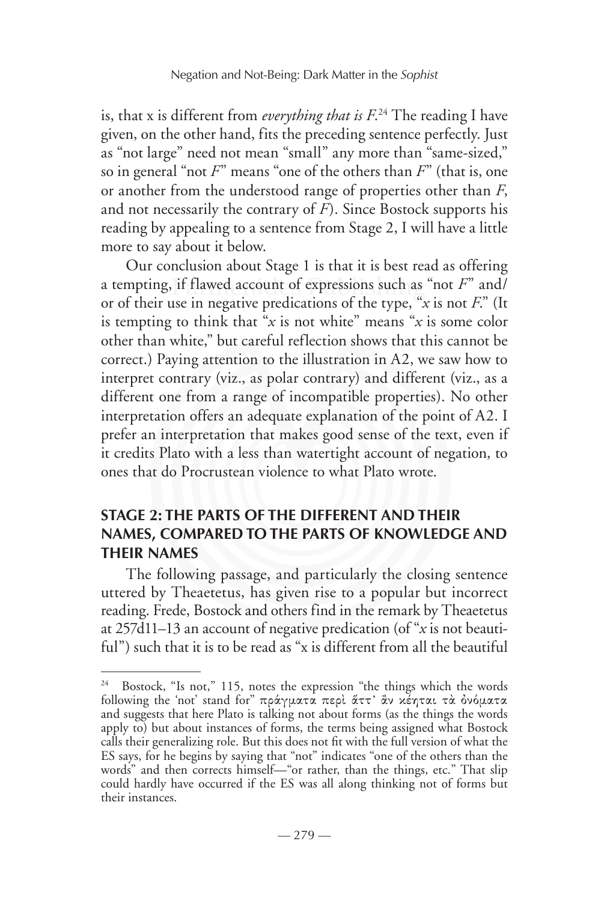is, that x is different from *everything that is F*.[24] The reading I have given, on the other hand, fits the preceding sentence perfectly. Just as "not large" need not mean "small" any more than "same-sized," so in general "not *F*" means "one of the others than *F*" (that is, one or another from the understood range of properties other than *F*, and not necessarily the contrary of *F*). Since Bostock supports his reading by appealing to a sentence from Stage 2, I will have a little more to say about it below.

Our conclusion about Stage 1 is that it is best read as offering a tempting, if flawed account of expressions such as "not *F*" and/or of their use in negative predications of the type, "*x* is not *F*." (It is tempting to think that "*x* is not white" means "*x* is some color other than white," but careful reflection shows that this cannot be correct.) Paying attention to the illustration in A2, we saw how to interpret contrary (viz., as polar contrary) and different (viz., as a different one from a range of incompatible properties). No other interpretation offers an adequate explanation of the point of A2. I prefer an interpretation that makes good sense of the text, even if it credits Plato with a less than watertight account of negation, to ones that do Procrustean violence to what Plato wrote.

## STAGE 2: THE PARTS OF THE DIFFERENT AND THEIR NAMES, COMPARED TO THE PARTS OF KNOWLEDGE AND THEIR NAMES

The following passage, and particularly the closing sentence uttered by Theaetetus, has given rise to a popular but incorrect reading. Frede, Bostock and others find in the remark by Theaetetus at 257d11–13 an account of negative predication (of "*x* is not beautiful") such that it is to be read as "x is different from all the beautiful

---

[24] Bostock, "Is not," 115, notes the expression "the things which the words following the 'not' stand for" πράγματα περὶ ἅττ' ἂν κέηται τὰ ὀνόματα and suggests that here Plato is talking not about forms (as the things the words apply to) but about instances of forms, the terms being assigned what Bostock calls their generalizing role. But this does not fit with the full version of what the ES says, for he begins by saying that "not" indicates "one of the others than the words" and then corrects himself—"or rather, than the things, etc." That slip could hardly have occurred if the ES was all along thinking not of forms but their instances.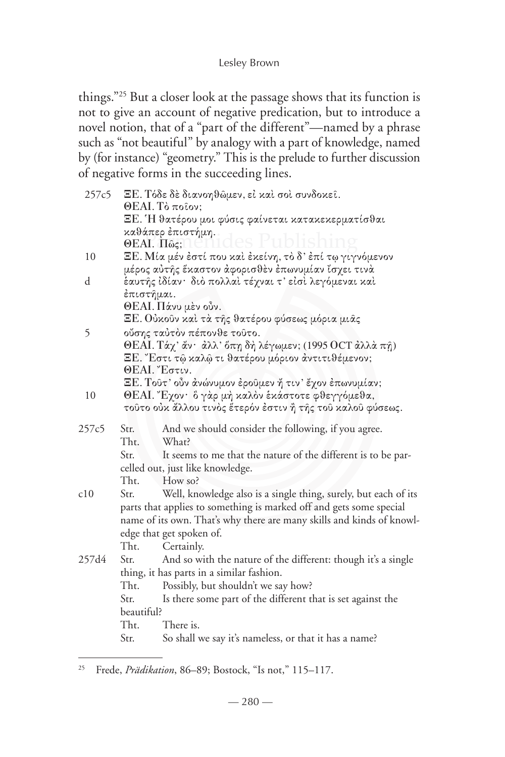things."[25] But a closer look at the passage shows that its function is not to give an account of negative predication, but to introduce a novel notion, that of a "part of the different"—named by a phrase such as "not beautiful" by analogy with a part of knowledge, named by (for instance) "geometry." This is the prelude to further discussion of negative forms in the succeeding lines.

| | |
|---|---|
| 257c5 | ΞΕ. Τόδε δὲ διανοηθῶμεν, εἰ καὶ σοὶ συνδοκεῖ. |
| | ΘΕΑΙ. Τὸ ποῖον; |
| | ΞΕ. Ἡ θατέρου μοι φύσις φαίνεται κατακεκερματίσθαι καθάπερ ἐπιστήμη. |
| | ΘΕΑΙ. Πῶς; |
| 10 | ΞΕ. Μία μέν ἐστί που καὶ ἐκείνη, τὸ δ' ἐπί τῳ γιγνόμενον μέρος αὐτῆς ἕκαστον ἀφορισθὲν ἐπωνυμίαν ἴσχει τινὰ |
| d | ἑαυτῆς ἰδίαν· διὸ πολλαὶ τέχναι τ' εἰσὶ λεγόμεναι καὶ ἐπιστῆμαι. |
| | ΘΕΑΙ. Πάνυ μὲν οὖν. |
| | ΞΕ. Οὐκοῦν καὶ τὰ τῆς θατέρου φύσεως μόρια μιᾶς |
| 5 | οὔσης ταὐτὸν πέπονθε τοῦτο. |
| | ΘΕΑΙ. Τάχ' ἄν· ἀλλ' ὅπῃ δὴ λέγωμεν; (1995 OCT ἀλλὰ πῇ) |
| | ΞΕ. Ἔστι τῷ καλῷ τι θατέρου μόριον ἀντιτιθέμενον; |
| | ΘΕΑΙ. Ἔστιν. |
| | ΞΕ. Τοῦτ' οὖν ἀνώνυμον ἐροῦμεν ἤ τιν' ἔχον ἐπωνυμίαν; |
| 10 | ΘΕΑΙ. Ἔχον· ὃ γὰρ μὴ καλὸν ἑκάστοτε φθεγγόμεθα, τοῦτο οὐκ ἄλλου τινὸς ἕτερόν ἐστιν ἢ τῆς τοῦ καλοῦ φύσεως. |

| | | |
|---|---|---|
| 257c5 | Str. | And we should consider the following, if you agree. |
| | Tht. | What? |
| | Str. | It seems to me that the nature of the different is to be parcelled out, just like knowledge. |
| | Tht. | How so? |
| c10 | Str. | Well, knowledge also is a single thing, surely, but each of its parts that applies to something is marked off and gets some special name of its own. That's why there are many skills and kinds of knowledge that get spoken of. |
| | Tht. | Certainly. |
| 257d4 | Str. | And so with the nature of the different: though it's a single thing, it has parts in a similar fashion. |
| | Tht. | Possibly, but shouldn't we say how? |
| | Str. | Is there some part of the different that is set against the beautiful? |
| | Tht. | There is. |
| | Str. | So shall we say it's nameless, or that it has a name? |

[25] Frede, *Prädikation*, 86–89; Bostock, "Is not," 115–117.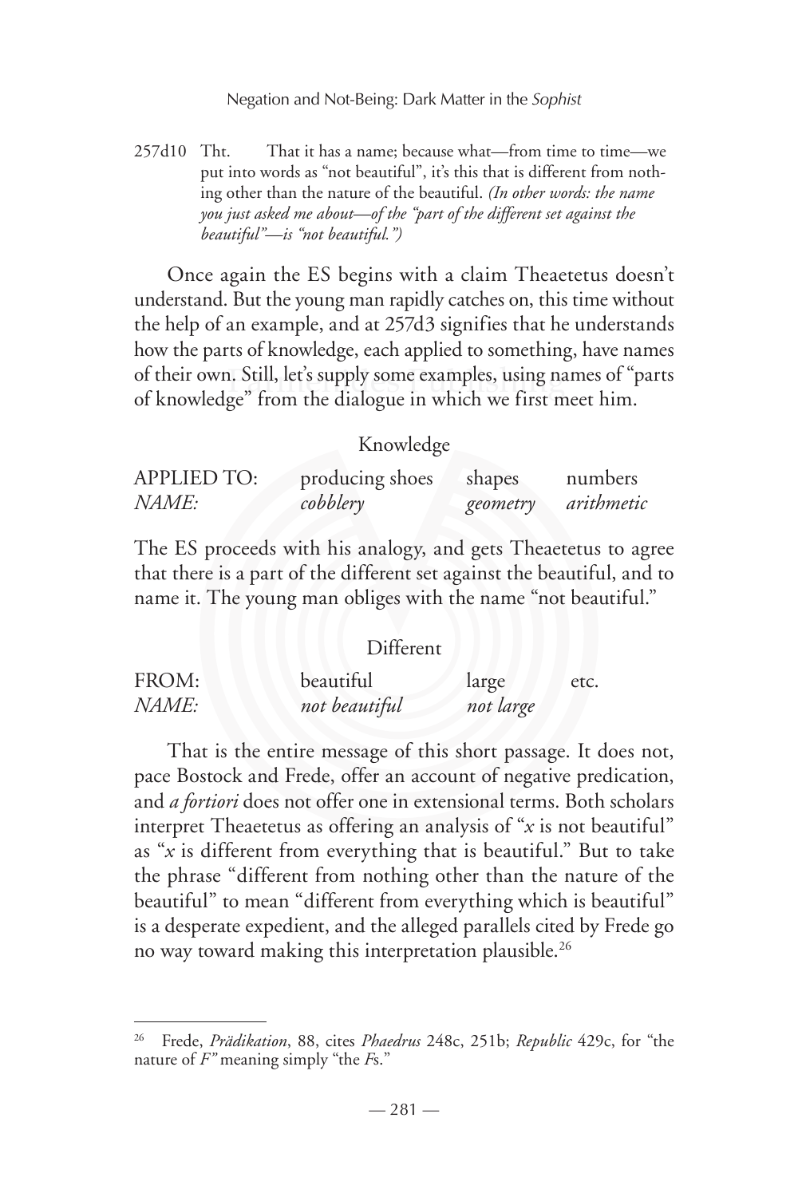257d10 Tht. That it has a name; because what—from time to time—we put into words as "not beautiful", it's this that is different from nothing other than the nature of the beautiful. *(In other words: the name you just asked me about—of the "part of the different set against the beautiful"—is "not beautiful.")*

Once again the ES begins with a claim Theaetetus doesn't understand. But the young man rapidly catches on, this time without the help of an example, and at 257d3 signifies that he understands how the parts of knowledge, each applied to something, have names of their own. Still, let's supply some examples, using names of "parts of knowledge" from the dialogue in which we first meet him.

| | Knowledge | | |
|---|---|---|---|
| APPLIED TO: | producing shoes | shapes | numbers |
| *NAME:* | *cobblery* | *geometry* | *arithmetic* |

The ES proceeds with his analogy, and gets Theaetetus to agree that there is a part of the different set against the beautiful, and to name it. The young man obliges with the name "not beautiful."

| | Different | | |
|---|---|---|---|
| FROM: | beautiful | large | etc. |
| *NAME:* | *not beautiful* | *not large* | |

That is the entire message of this short passage. It does not, pace Bostock and Frede, offer an account of negative predication, and *a fortiori* does not offer one in extensional terms. Both scholars interpret Theaetetus as offering an analysis of "$x$ is not beautiful" as "$x$ is different from everything that is beautiful." But to take the phrase "different from nothing other than the nature of the beautiful" to mean "different from everything which is beautiful" is a desperate expedient, and the alleged parallels cited by Frede go no way toward making this interpretation plausible.[26]

---

[26] Frede, *Prädikation*, 88, cites *Phaedrus* 248c, 251b; *Republic* 429c, for "the nature of *F*" meaning simply "the *F*s."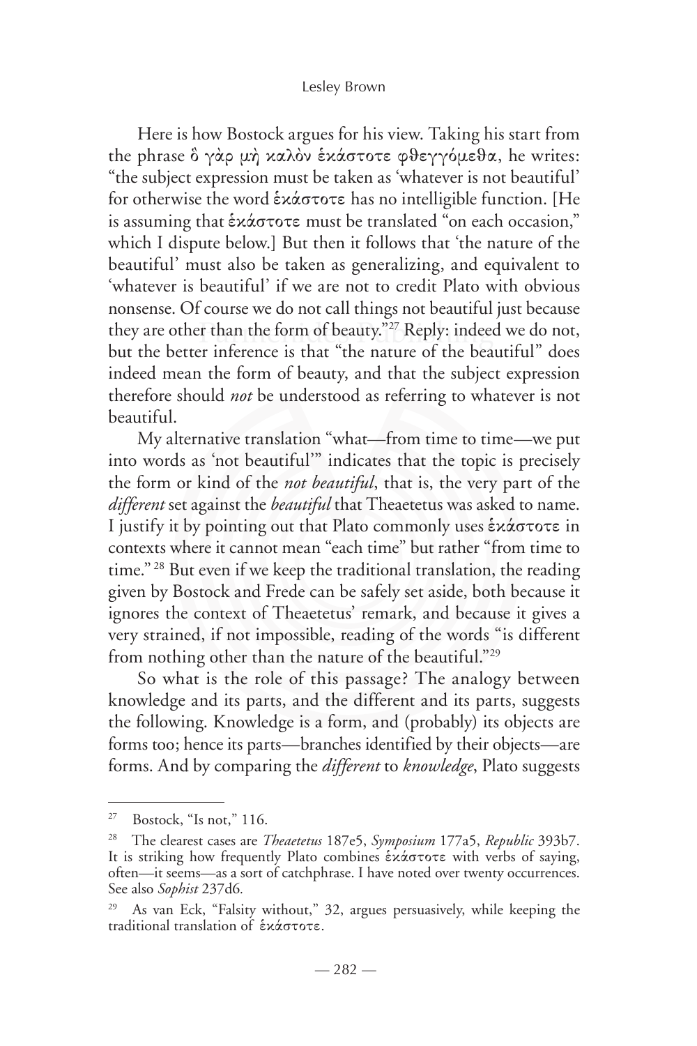Here is how Bostock argues for his view. Taking his start from the phrase ὃ γὰρ μὴ καλὸν ἑκάστοτε φθεγγόμεθα, he writes: "the subject expression must be taken as 'whatever is not beautiful' for otherwise the word ἑκάστοτε has no intelligible function. [He is assuming that ἑκάστοτε must be translated "on each occasion," which I dispute below.] But then it follows that 'the nature of the beautiful' must also be taken as generalizing, and equivalent to 'whatever is beautiful' if we are not to credit Plato with obvious nonsense. Of course we do not call things not beautiful just because they are other than the form of beauty."[27] Reply: indeed we do not, but the better inference is that "the nature of the beautiful" does indeed mean the form of beauty, and that the subject expression therefore should *not* be understood as referring to whatever is not beautiful.

My alternative translation "what—from time to time—we put into words as 'not beautiful'" indicates that the topic is precisely the form or kind of the *not beautiful*, that is, the very part of the *different* set against the *beautiful* that Theaetetus was asked to name. I justify it by pointing out that Plato commonly uses ἑκάστοτε in contexts where it cannot mean "each time" but rather "from time to time."[28] But even if we keep the traditional translation, the reading given by Bostock and Frede can be safely set aside, both because it ignores the context of Theaetetus' remark, and because it gives a very strained, if not impossible, reading of the words "is different from nothing other than the nature of the beautiful."[29]

So what is the role of this passage? The analogy between knowledge and its parts, and the different and its parts, suggests the following. Knowledge is a form, and (probably) its objects are forms too; hence its parts—branches identified by their objects—are forms. And by comparing the *different* to *knowledge*, Plato suggests

---

[27] Bostock, "Is not," 116.

[28] The clearest cases are *Theaetetus* 187e5, *Symposium* 177a5, *Republic* 393b7. It is striking how frequently Plato combines ἑκάστοτε with verbs of saying, often—it seems—as a sort of catchphrase. I have noted over twenty occurrences. See also *Sophist* 237d6.

[29] As van Eck, "Falsity without," 32, argues persuasively, while keeping the traditional translation of ἑκάστοτε.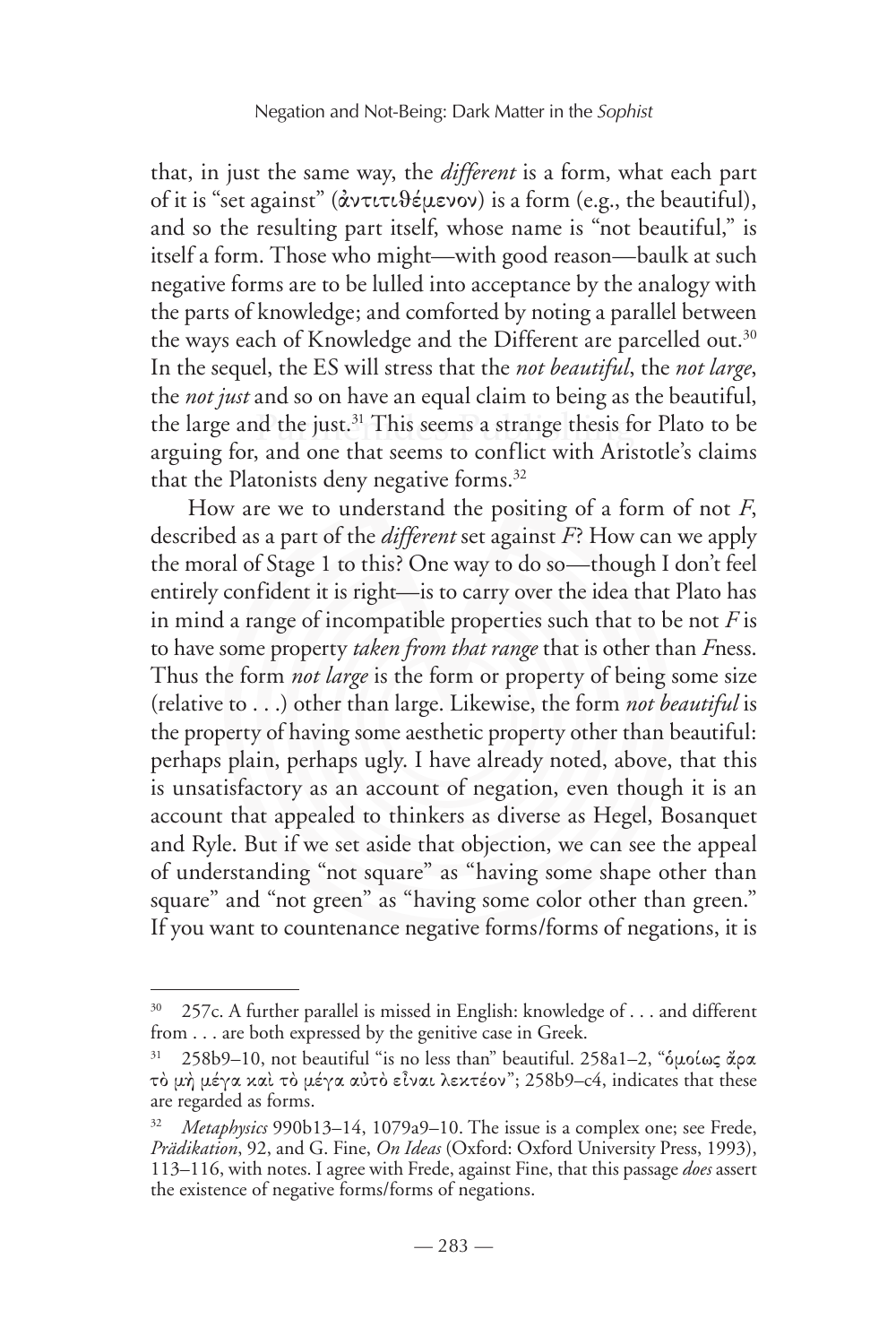that, in just the same way, the *different* is a form, what each part of it is "set against" (ἀντιτιθέμενον) is a form (e.g., the beautiful), and so the resulting part itself, whose name is "not beautiful," is itself a form. Those who might—with good reason—baulk at such negative forms are to be lulled into acceptance by the analogy with the parts of knowledge; and comforted by noting a parallel between the ways each of Knowledge and the Different are parcelled out.[30] In the sequel, the ES will stress that the *not beautiful*, the *not large*, the *not just* and so on have an equal claim to being as the beautiful, the large and the just.[31] This seems a strange thesis for Plato to be arguing for, and one that seems to conflict with Aristotle's claims that the Platonists deny negative forms.[32]

How are we to understand the positing of a form of not *F*, described as a part of the *different* set against *F*? How can we apply the moral of Stage 1 to this? One way to do so—though I don't feel entirely confident it is right—is to carry over the idea that Plato has in mind a range of incompatible properties such that to be not *F* is to have some property *taken from that range* that is other than *F*ness. Thus the form *not large* is the form or property of being some size (relative to . . .) other than large. Likewise, the form *not beautiful* is the property of having some aesthetic property other than beautiful: perhaps plain, perhaps ugly. I have already noted, above, that this is unsatisfactory as an account of negation, even though it is an account that appealed to thinkers as diverse as Hegel, Bosanquet and Ryle. But if we set aside that objection, we can see the appeal of understanding "not square" as "having some shape other than square" and "not green" as "having some color other than green." If you want to countenance negative forms/forms of negations, it is

---

[30] 257c. A further parallel is missed in English: knowledge of . . . and different from . . . are both expressed by the genitive case in Greek.

[31] 258b9–10, not beautiful "is no less than" beautiful. 258a1–2, "ὁμοίως ἄρα τὸ μὴ μέγα καὶ τὸ μέγα αὐτὸ εἶναι λεκτέον"; 258b9–c4, indicates that these are regarded as forms.

[32] *Metaphysics* 990b13–14, 1079a9–10. The issue is a complex one; see Frede, *Prädikation*, 92, and G. Fine, *On Ideas* (Oxford: Oxford University Press, 1993), 113–116, with notes. I agree with Frede, against Fine, that this passage *does* assert the existence of negative forms/forms of negations.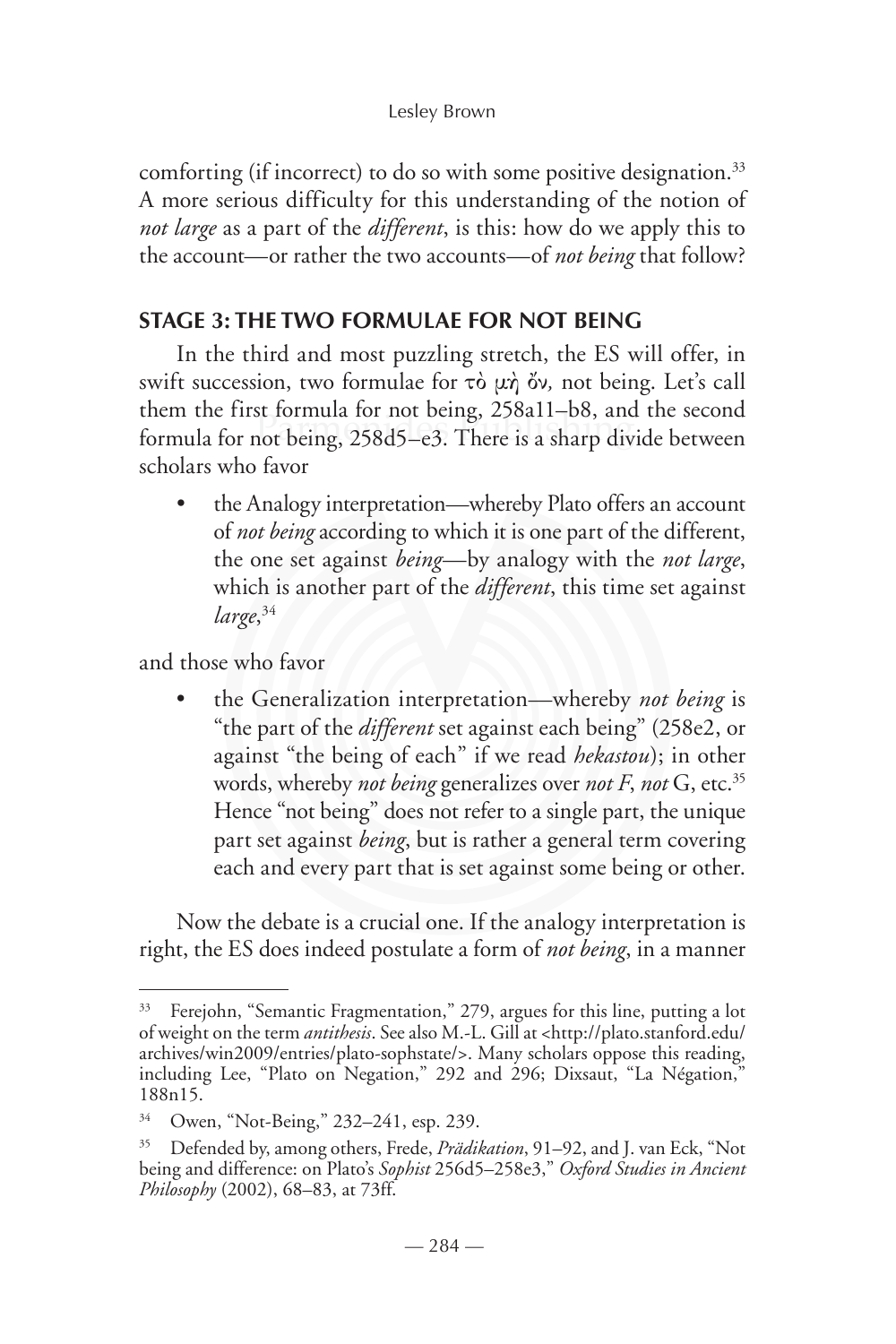comforting (if incorrect) to do so with some positive designation.[33] A more serious difficulty for this understanding of the notion of *not large* as a part of the *different*, is this: how do we apply this to the account—or rather the two accounts—of *not being* that follow?

## STAGE 3: THE TWO FORMULAE FOR NOT BEING

In the third and most puzzling stretch, the ES will offer, in swift succession, two formulae for τὸ μὴ ὄν, not being. Let's call them the first formula for not being, 258a11–b8, and the second formula for not being, 258d5–e3. There is a sharp divide between scholars who favor

- the Analogy interpretation—whereby Plato offers an account of *not being* according to which it is one part of the different, the one set against *being*—by analogy with the *not large*, which is another part of the *different*, this time set against *large*,[34]

and those who favor

- the Generalization interpretation—whereby *not being* is "the part of the *different* set against each being" (258e2, or against "the being of each" if we read *hekastou*); in other words, whereby *not being* generalizes over *not F*, *not* G, etc.[35] Hence "not being" does not refer to a single part, the unique part set against *being*, but is rather a general term covering each and every part that is set against some being or other.

Now the debate is a crucial one. If the analogy interpretation is right, the ES does indeed postulate a form of *not being*, in a manner

---

[33] Ferejohn, "Semantic Fragmentation," 279, argues for this line, putting a lot of weight on the term *antithesis*. See also M.-L. Gill at <http://plato.stanford.edu/archives/win2009/entries/plato-sophstate/>. Many scholars oppose this reading, including Lee, "Plato on Negation," 292 and 296; Dixsaut, "La Négation," 188n15.

[34] Owen, "Not-Being," 232–241, esp. 239.

[35] Defended by, among others, Frede, *Prädikation*, 91–92, and J. van Eck, "Not being and difference: on Plato's *Sophist* 256d5–258e3," *Oxford Studies in Ancient Philosophy* (2002), 68–83, at 73ff.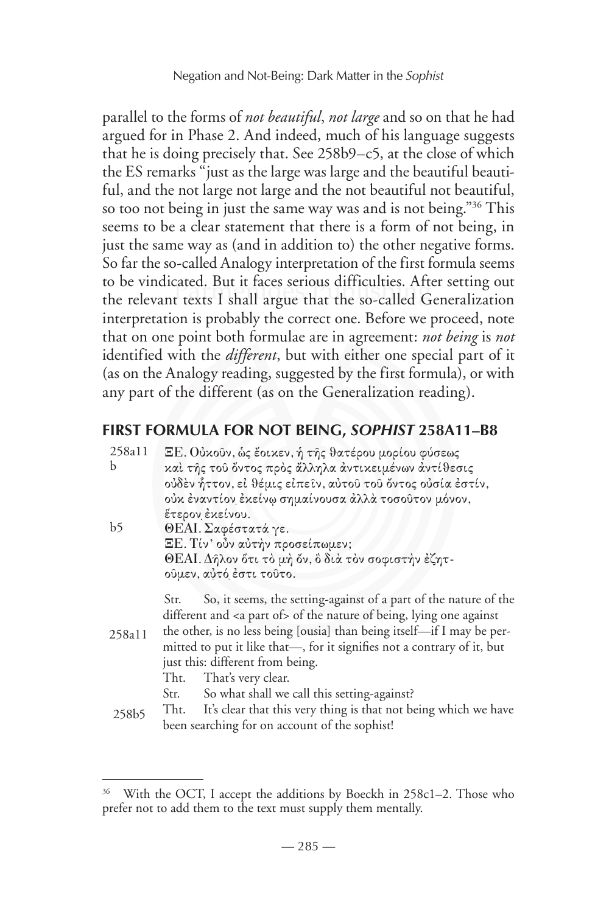parallel to the forms of *not beautiful*, *not large* and so on that he had argued for in Phase 2. And indeed, much of his language suggests that he is doing precisely that. See 258b9–c5, at the close of which the ES remarks "just as the large was large and the beautiful beautiful, and the not large not large and the not beautiful not beautiful, so too not being in just the same way was and is not being."[36] This seems to be a clear statement that there is a form of not being, in just the same way as (and in addition to) the other negative forms. So far the so-called Analogy interpretation of the first formula seems to be vindicated. But it faces serious difficulties. After setting out the relevant texts I shall argue that the so-called Generalization interpretation is probably the correct one. Before we proceed, note that on one point both formulae are in agreement: *not being* is *not* identified with the *different*, but with either one special part of it (as on the Analogy reading, suggested by the first formula), or with any part of the different (as on the Generalization reading).

## FIRST FORMULA FOR NOT BEING, *SOPHIST* 258A11–B8

258a11 ΞΕ. Οὐκοῦν, ὡς ἔοικεν, ἡ τῆς θατέρου μορίου φύσεως
b καὶ τῆς τοῦ ὄντος πρὸς ἄλληλα ἀντικειμένων ἀντίθεσις
οὐδὲν ἧττον, εἰ θέμις εἰπεῖν, αὐτοῦ τοῦ ὄντος οὐσία ἐστίν,
οὐκ ἐναντίον ἐκείνῳ σημαίνουσα ἀλλὰ τοσοῦτον μόνον,
ἕτερον ἐκείνου.
b5 ΘΕΑΙ. Σαφέστατά γε.
ΞΕ. Τίν' οὖν αὐτὴν προσείπωμεν;
ΘΕΑΙ. Δῆλον ὅτι τὸ μὴ ὄν, ὃ διὰ τὸν σοφιστὴν ἐζητ-
οῦμεν, αὐτό ἐστι τοῦτο.

258a11 Str. So, it seems, the setting-against of a part of the nature of the different and <a part of> of the nature of being, lying one against the other, is no less being [ousia] than being itself—if I may be permitted to put it like that—, for it signifies not a contrary of it, but just this: different from being.

Tht. That's very clear.

Str. So what shall we call this setting-against?

258b5 Tht. It's clear that this very thing is that not being which we have been searching for on account of the sophist!

---

[36] With the OCT, I accept the additions by Boeckh in 258c1–2. Those who prefer not to add them to the text must supply them mentally.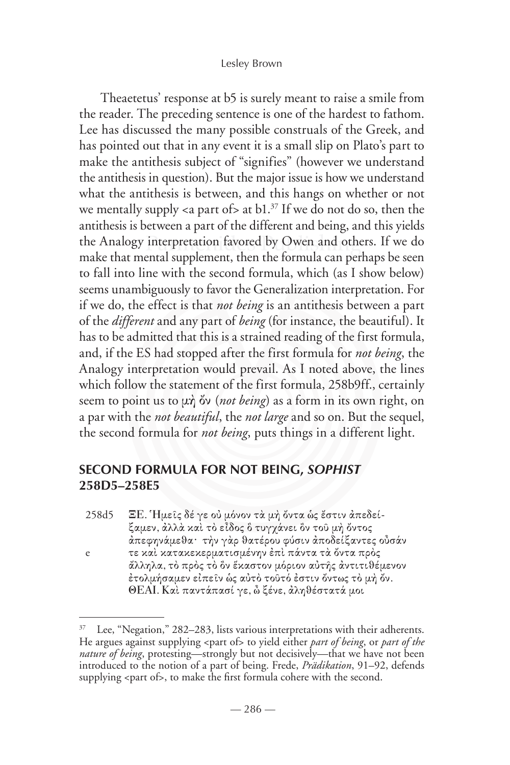Theaetetus' response at b5 is surely meant to raise a smile from the reader. The preceding sentence is one of the hardest to fathom. Lee has discussed the many possible construals of the Greek, and has pointed out that in any event it is a small slip on Plato's part to make the antithesis subject of "signifies" (however we understand the antithesis in question). But the major issue is how we understand what the antithesis is between, and this hangs on whether or not we mentally supply <a part of> at b1.[37] If we do not do so, then the antithesis is between a part of the different and being, and this yields the Analogy interpretation favored by Owen and others. If we do make that mental supplement, then the formula can perhaps be seen to fall into line with the second formula, which (as I show below) seems unambiguously to favor the Generalization interpretation. For if we do, the effect is that *not being* is an antithesis between a part of the *different* and any part of *being* (for instance, the beautiful). It has to be admitted that this is a strained reading of the first formula, and, if the ES had stopped after the first formula for *not being*, the Analogy interpretation would prevail. As I noted above, the lines which follow the statement of the first formula, 258b9ff., certainly seem to point us to μὴ ὄν (*not being*) as a form in its own right, on a par with the *not beautiful*, the *not large* and so on. But the sequel, the second formula for *not being*, puts things in a different light.

## SECOND FORMULA FOR NOT BEING, *SOPHIST* 258D5–258E5

258d5 ΞΕ. Ἡμεῖς δέ γε οὐ μόνον τὰ μὴ ὄντα ὡς ἔστιν ἀπεδεί-
ξαμεν, ἀλλὰ καὶ τὸ εἶδος ὃ τυγχάνει ὂν τοῦ μὴ ὄντος
ἀπεφηνάμεθα· τὴν γὰρ θατέρου φύσιν ἀποδείξαντες οὖσάν
e τε καὶ κατακεκερματισμένην ἐπὶ πάντα τὰ ὄντα πρὸς
ἄλληλα, τὸ πρὸς τὸ ὂν ἕκαστον μόριον αὐτῆς ἀντιτιθέμενον
ἐτολμήσαμεν εἰπεῖν ὡς αὐτὸ τοῦτό ἐστιν ὄντως τὸ μὴ ὄν.
ΘΕΑΙ. Καὶ παντάπασί γε, ὦ ξένε, ἀληθέστατά μοι

---

[37] Lee, "Negation," 282–283, lists various interpretations with their adherents. He argues against supplying <part of> to yield either *part of being*, or *part of the nature of being*, protesting—strongly but not decisively—that we have not been introduced to the notion of a part of being. Frede, *Prädikation*, 91–92, defends supplying <part of>, to make the first formula cohere with the second.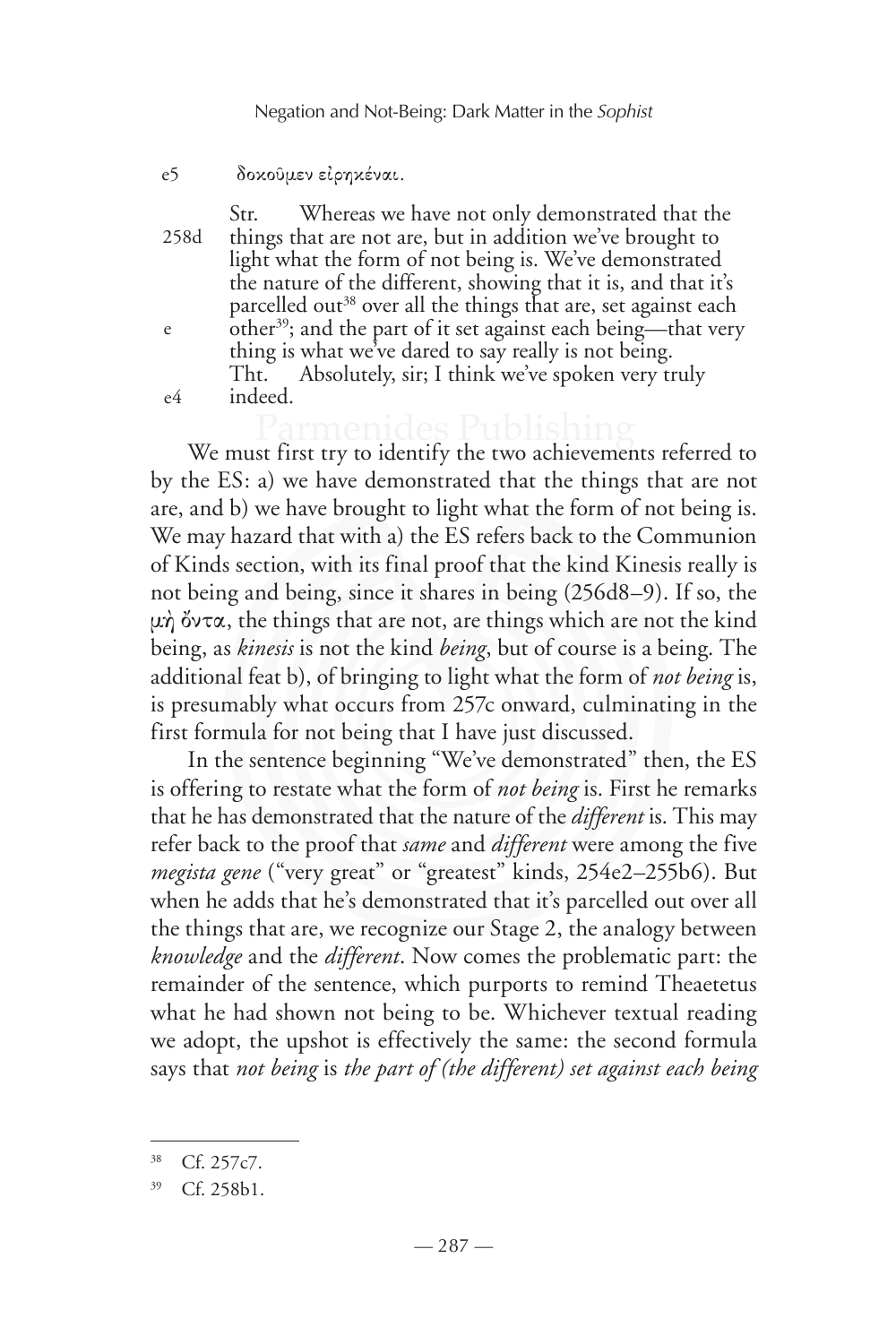e5 δοκοῦμεν εἰρηκέναι.

Str. Whereas we have not only demonstrated that the
258d things that are not are, but in addition we've brought to light what the form of not being is. We've demonstrated the nature of the different, showing that it is, and that it's parcelled out[38] over all the things that are, set against each
e other[39]; and the part of it set against each being—that very thing is what we've dared to say really is not being.
Tht. Absolutely, sir; I think we've spoken very truly
e4 indeed.

We must first try to identify the two achievements referred to by the ES: a) we have demonstrated that the things that are not are, and b) we have brought to light what the form of not being is. We may hazard that with a) the ES refers back to the Communion of Kinds section, with its final proof that the kind Kinesis really is not being and being, since it shares in being (256d8–9). If so, the μὴ ὄντα, the things that are not, are things which are not the kind being, as *kinesis* is not the kind *being*, but of course is a being. The additional feat b), of bringing to light what the form of *not being* is, is presumably what occurs from 257c onward, culminating in the first formula for not being that I have just discussed.

In the sentence beginning "We've demonstrated" then, the ES is offering to restate what the form of *not being* is. First he remarks that he has demonstrated that the nature of the *different* is. This may refer back to the proof that *same* and *different* were among the five *megista gene* ("very great" or "greatest" kinds, 254e2–255b6). But when he adds that he's demonstrated that it's parcelled out over all the things that are, we recognize our Stage 2, the analogy between *knowledge* and the *different*. Now comes the problematic part: the remainder of the sentence, which purports to remind Theaetetus what he had shown not being to be. Whichever textual reading we adopt, the upshot is effectively the same: the second formula says that *not being* is *the part of (the different) set against each being*

[38] Cf. 257c7.

[39] Cf. 258b1.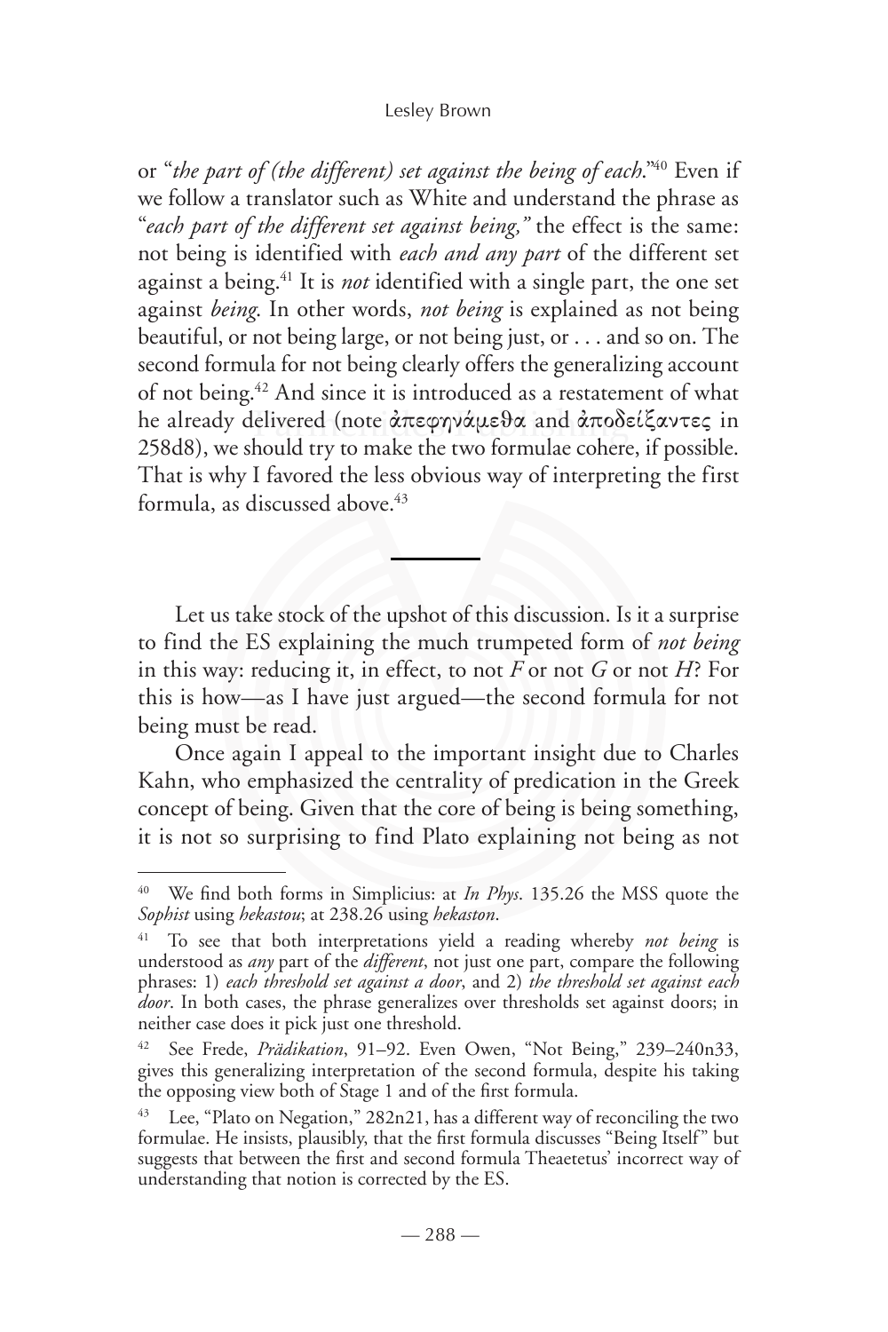or "*the part of (the different) set against the being of each*."[40] Even if we follow a translator such as White and understand the phrase as "*each part of the different set against being,*" the effect is the same: not being is identified with *each and any part* of the different set against a being.[41] It is *not* identified with a single part, the one set against *being*. In other words, *not being* is explained as not being beautiful, or not being large, or not being just, or . . . and so on. The second formula for not being clearly offers the generalizing account of not being.[42] And since it is introduced as a restatement of what he already delivered (note ἀπεφηνάμεθα and ἀποδείξαντες in 258d8), we should try to make the two formulae cohere, if possible. That is why I favored the less obvious way of interpreting the first formula, as discussed above.[43]

---

Let us take stock of the upshot of this discussion. Is it a surprise to find the ES explaining the much trumpeted form of *not being* in this way: reducing it, in effect, to not *F* or not *G* or not *H*? For this is how—as I have just argued—the second formula for not being must be read.

Once again I appeal to the important insight due to Charles Kahn, who emphasized the centrality of predication in the Greek concept of being. Given that the core of being is being something, it is not so surprising to find Plato explaining not being as not

---

[40] We find both forms in Simplicius: at *In Phys*. 135.26 the MSS quote the *Sophist* using *hekastou*; at 238.26 using *hekaston*.

[41] To see that both interpretations yield a reading whereby *not being* is understood as *any* part of the *different*, not just one part, compare the following phrases: 1) *each threshold set against a door*, and 2) *the threshold set against each door*. In both cases, the phrase generalizes over thresholds set against doors; in neither case does it pick just one threshold.

[42] See Frede, *Prädikation*, 91–92. Even Owen, "Not Being," 239–240n33, gives this generalizing interpretation of the second formula, despite his taking the opposing view both of Stage 1 and of the first formula.

[43] Lee, "Plato on Negation," 282n21, has a different way of reconciling the two formulae. He insists, plausibly, that the first formula discusses "Being Itself" but suggests that between the first and second formula Theaetetus' incorrect way of understanding that notion is corrected by the ES.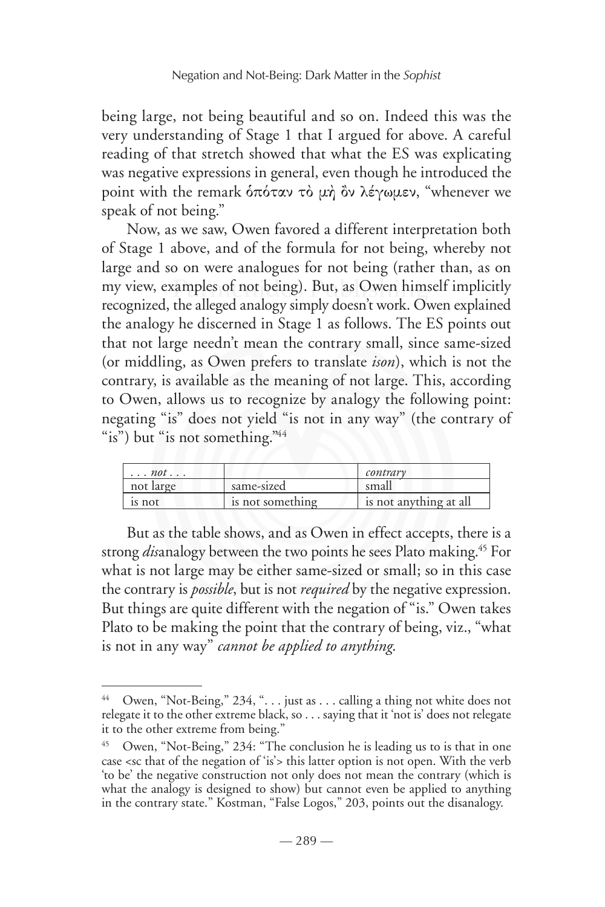being large, not being beautiful and so on. Indeed this was the very understanding of Stage 1 that I argued for above. A careful reading of that stretch showed that what the ES was explicating was negative expressions in general, even though he introduced the point with the remark ὁπόταν τὸ μὴ ὂν λέγωμεν, "whenever we speak of not being."

Now, as we saw, Owen favored a different interpretation both of Stage 1 above, and of the formula for not being, whereby not large and so on were analogues for not being (rather than, as on my view, examples of not being). But, as Owen himself implicitly recognized, the alleged analogy simply doesn't work. Owen explained the analogy he discerned in Stage 1 as follows. The ES points out that not large needn't mean the contrary small, since same-sized (or middling, as Owen prefers to translate *ison*), which is not the contrary, is available as the meaning of not large. This, according to Owen, allows us to recognize by analogy the following point: negating "is" does not yield "is not in any way" (the contrary of "is") but "is not something."[44]

| *. . . not . . .* | | *contrary* |
|---|---|---|
| not large | same-sized | small |
| is not | is not something | is not anything at all |

But as the table shows, and as Owen in effect accepts, there is a strong *dis*analogy between the two points he sees Plato making.[45] For what is not large may be either same-sized or small; so in this case the contrary is *possible*, but is not *required* by the negative expression. But things are quite different with the negation of "is." Owen takes Plato to be making the point that the contrary of being, viz., "what is not in any way" *cannot be applied to anything*.

---

[44] Owen, "Not-Being," 234, ". . . just as . . . calling a thing not white does not relegate it to the other extreme black, so . . . saying that it 'not is' does not relegate it to the other extreme from being."

[45] Owen, "Not-Being," 234: "The conclusion he is leading us to is that in one case <sc that of the negation of 'is'> this latter option is not open. With the verb 'to be' the negative construction not only does not mean the contrary (which is what the analogy is designed to show) but cannot even be applied to anything in the contrary state." Kostman, "False Logos," 203, points out the disanalogy.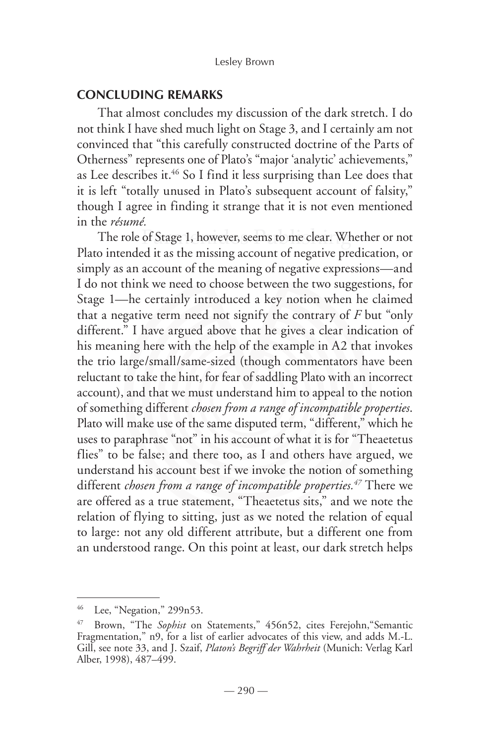## CONCLUDING REMARKS

That almost concludes my discussion of the dark stretch. I do not think I have shed much light on Stage 3, and I certainly am not convinced that "this carefully constructed doctrine of the Parts of Otherness" represents one of Plato's "major 'analytic' achievements," as Lee describes it.[46] So I find it less surprising than Lee does that it is left "totally unused in Plato's subsequent account of falsity," though I agree in finding it strange that it is not even mentioned in the *résumé.*

The role of Stage 1, however, seems to me clear. Whether or not Plato intended it as the missing account of negative predication, or simply as an account of the meaning of negative expressions—and I do not think we need to choose between the two suggestions, for Stage 1—he certainly introduced a key notion when he claimed that a negative term need not signify the contrary of *F* but "only different." I have argued above that he gives a clear indication of his meaning here with the help of the example in A2 that invokes the trio large/small/same-sized (though commentators have been reluctant to take the hint, for fear of saddling Plato with an incorrect account), and that we must understand him to appeal to the notion of something different *chosen from a range of incompatible properties*. Plato will make use of the same disputed term, "different," which he uses to paraphrase "not" in his account of what it is for "Theaetetus flies" to be false; and there too, as I and others have argued, we understand his account best if we invoke the notion of something different *chosen from a range of incompatible properties.*[47] There we are offered as a true statement, "Theaetetus sits," and we note the relation of flying to sitting, just as we noted the relation of equal to large: not any old different attribute, but a different one from an understood range. On this point at least, our dark stretch helps

---

[46] Lee, "Negation," 299n53.

[47] Brown, "The *Sophist* on Statements," 456n52, cites Ferejohn, "Semantic Fragmentation," n9, for a list of earlier advocates of this view, and adds M.-L. Gill, see note 33, and J. Szaif, *Platon's Begriff der Wahrheit* (Munich: Verlag Karl Alber, 1998), 487–499.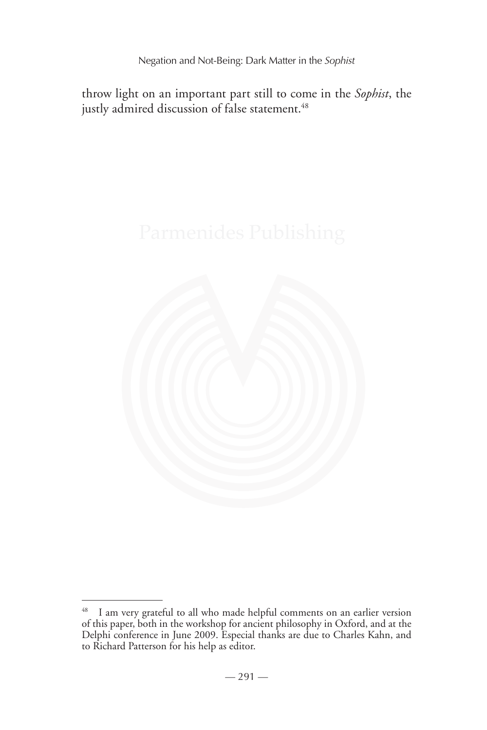throw light on an important part still to come in the *Sophist*, the justly admired discussion of false statement.[48]

[48] I am very grateful to all who made helpful comments on an earlier version of this paper, both in the workshop for ancient philosophy in Oxford, and at the Delphi conference in June 2009. Especial thanks are due to Charles Kahn, and to Richard Patterson for his help as editor.